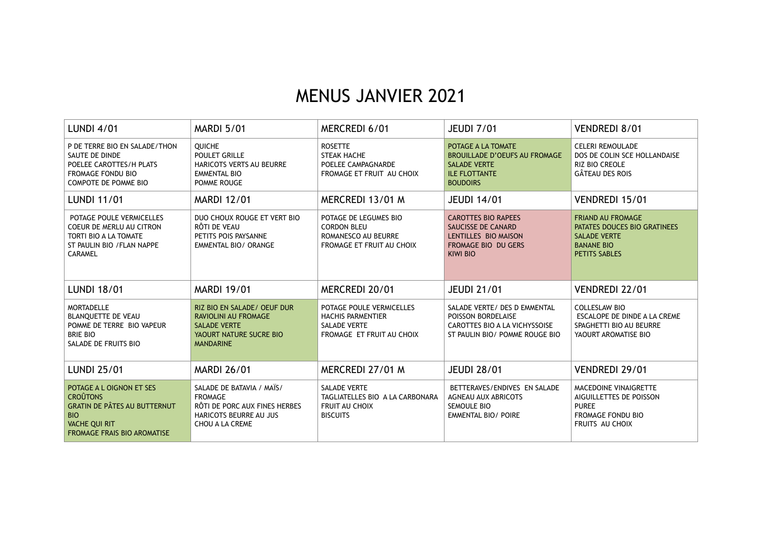# MENUS JANVIER 2021

| LUNDI 4/01 | MARDI 5/01 | MERCREDI 6/01 | JEUDI 7/01 | VENDREDI 8/01 |
|---|---|---|---|---|
| P DE TERRE BIO EN SALADE/THON<br>SAUTE DE DINDE<br>POELEE CAROTTES/H PLATS<br>FROMAGE FONDU BIO<br>COMPOTE DE POMME BIO | QUICHE<br>POULET GRILLE<br>HARICOTS VERTS AU BEURRE<br>EMMENTAL BIO<br>POMME ROUGE | ROSETTE<br>STEAK HACHE<br>POELEE CAMPAGNARDE<br>FROMAGE ET FRUIT AU CHOIX | POTAGE A LA TOMATE<br>BROUILLADE D'OEUFS AU FROMAGE<br>SALADE VERTE<br>ILE FLOTTANTE<br>BOUDOIRS | CELERI REMOULADE<br>DOS DE COLIN SCE HOLLANDAISE<br>RIZ BIO CREOLE<br>GÂTEAU DES ROIS |
| **LUNDI 11/01** | **MARDI 12/01** | **MERCREDI 13/01 M** | **JEUDI 14/01** | **VENDREDI 15/01** |
| POTAGE POULE VERMICELLES<br>COEUR DE MERLU AU CITRON<br>TORTI BIO A LA TOMATE<br>ST PAULIN BIO /FLAN NAPPE CARAMEL | DUO CHOUX ROUGE ET VERT BIO<br>RÔTI DE VEAU<br>PETITS POIS PAYSANNE<br>EMMENTAL BIO/ ORANGE | POTAGE DE LEGUMES BIO<br>CORDON BLEU<br>ROMANESCO AU BEURRE<br>FROMAGE ET FRUIT AU CHOIX | CAROTTES BIO RAPEES<br>SAUCISSE DE CANARD<br>LENTILLES BIO MAISON<br>FROMAGE BIO DU GERS<br>KIWI BIO | FRIAND AU FROMAGE<br>PATATES DOUCES BIO GRATINEES<br>SALADE VERTE<br>BANANE BIO<br>PETITS SABLES |
| **LUNDI 18/01** | **MARDI 19/01** | **MERCREDI 20/01** | **JEUDI 21/01** | **VENDREDI 22/01** |
| MORTADELLE<br>BLANQUETTE DE VEAU<br>POMME DE TERRE BIO VAPEUR<br>BRIE BIO<br>SALADE DE FRUITS BIO | RIZ BIO EN SALADE/ OEUF DUR<br>RAVIOLINI AU FROMAGE<br>SALADE VERTE<br>YAOURT NATURE SUCRE BIO<br>MANDARINE | POTAGE POULE VERMICELLES<br>HACHIS PARMENTIER<br>SALADE VERTE<br>FROMAGE ET FRUIT AU CHOIX | SALADE VERTE/ DES D EMMENTAL<br>POISSON BORDELAISE<br>CAROTTES BIO A LA VICHYSSOISE<br>ST PAULIN BIO/ POMME ROUGE BIO | COLLESLAW BIO<br>ESCALOPE DE DINDE A LA CREME<br>SPAGHETTI BIO AU BEURRE<br>YAOURT AROMATISE BIO |
| **LUNDI 25/01** | **MARDI 26/01** | **MERCREDI 27/01 M** | **JEUDI 28/01** | **VENDREDI 29/01** |
| POTAGE A L OIGNON ET SES CROÛTONS<br>GRATIN DE PÂTES AU BUTTERNUT BIO<br>VACHE QUI RIT<br>FROMAGE FRAIS BIO AROMATISE | SALADE DE BATAVIA / MAÏS/ FROMAGE<br>RÔTI DE PORC AUX FINES HERBES<br>HARICOTS BEURRE AU JUS<br>CHOU A LA CREME | SALADE VERTE<br>TAGLIATELLES BIO A LA CARBONARA<br>FRUIT AU CHOIX<br>BISCUITS | BETTERAVES/ENDIVES EN SALADE<br>AGNEAU AUX ABRICOTS<br>SEMOULE BIO<br>EMMENTAL BIO/ POIRE | MACEDOINE VINAIGRETTE<br>AIGUILLETTES DE POISSON<br>PUREE<br>FROMAGE FONDU BIO<br>FRUITS AU CHOIX |